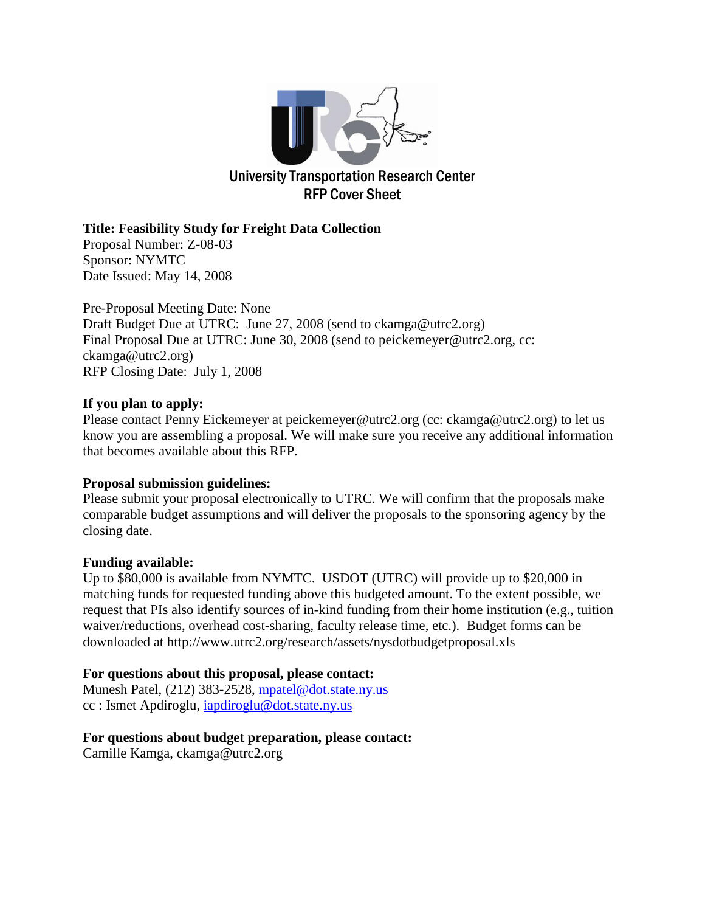# University Transportation Research Center
## RFP Cover Sheet

**Title: Feasibility Study for Freight Data Collection**
Proposal Number: Z-08-03
Sponsor: NYMTC
Date Issued: May 14, 2008

Pre-Proposal Meeting Date: None
Draft Budget Due at UTRC: June 27, 2008 (send to ckamga@utrc2.org)
Final Proposal Due at UTRC: June 30, 2008 (send to peickemeyer@utrc2.org, cc: ckamga@utrc2.org)
RFP Closing Date: July 1, 2008

**If you plan to apply:**
Please contact Penny Eickemeyer at peickemeyer@utrc2.org (cc: ckamga@utrc2.org) to let us know you are assembling a proposal. We will make sure you receive any additional information that becomes available about this RFP.

**Proposal submission guidelines:**
Please submit your proposal electronically to UTRC. We will confirm that the proposals make comparable budget assumptions and will deliver the proposals to the sponsoring agency by the closing date.

**Funding available:**
Up to $80,000 is available from NYMTC. USDOT (UTRC) will provide up to $20,000 in matching funds for requested funding above this budgeted amount. To the extent possible, we request that PIs also identify sources of in-kind funding from their home institution (e.g., tuition waiver/reductions, overhead cost-sharing, faculty release time, etc.). Budget forms can be downloaded at http://www.utrc2.org/research/assets/nysdotbudgetproposal.xls

**For questions about this proposal, please contact:**
Munesh Patel, (212) 383-2528, mpatel@dot.state.ny.us
cc : Ismet Apdiroglu, iapdiroglu@dot.state.ny.us

**For questions about budget preparation, please contact:**
Camille Kamga, ckamga@utrc2.org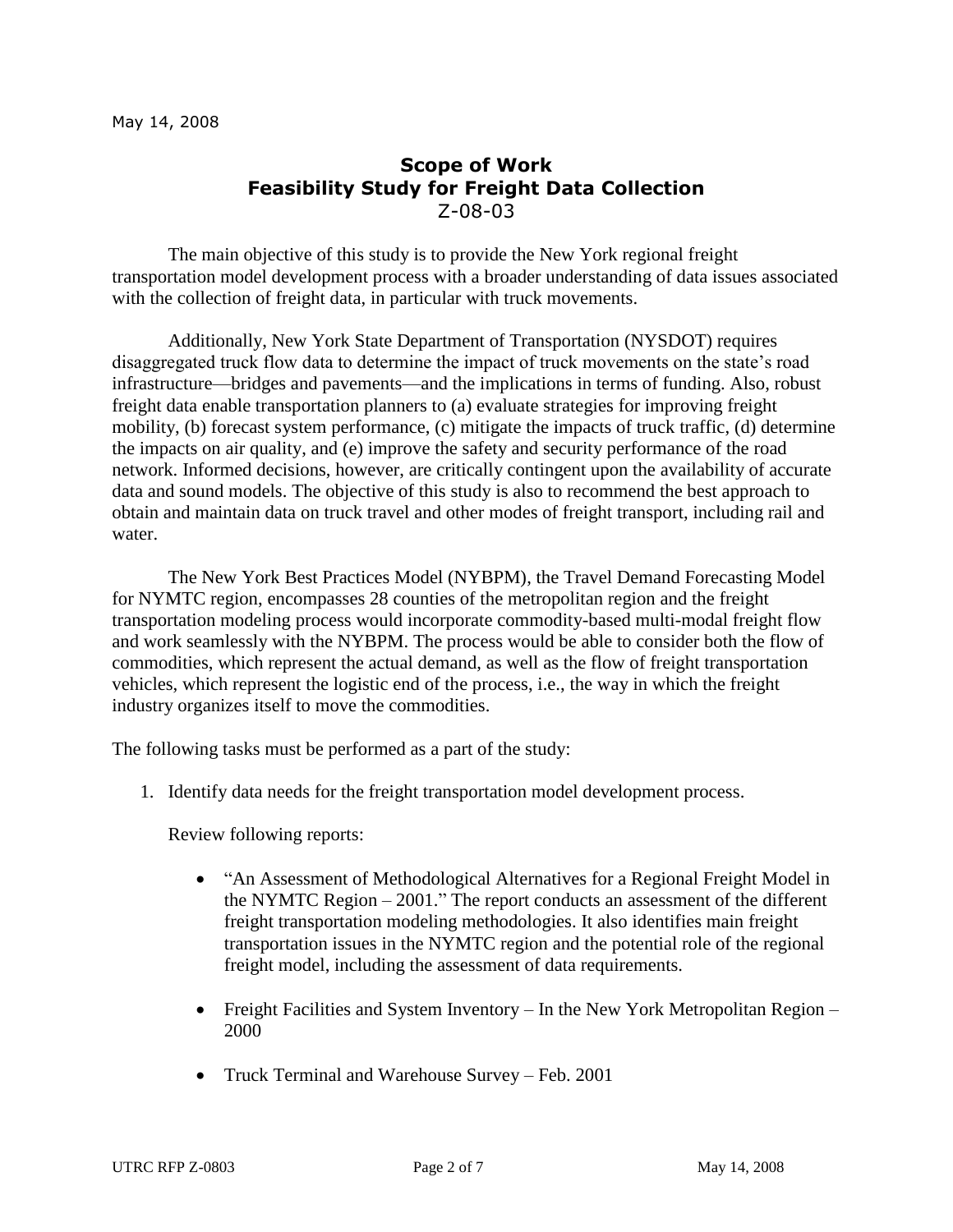May 14, 2008

## Scope of Work
## Feasibility Study for Freight Data Collection
Z-08-03

The main objective of this study is to provide the New York regional freight transportation model development process with a broader understanding of data issues associated with the collection of freight data, in particular with truck movements.

Additionally, New York State Department of Transportation (NYSDOT) requires disaggregated truck flow data to determine the impact of truck movements on the state's road infrastructure—bridges and pavements—and the implications in terms of funding. Also, robust freight data enable transportation planners to (a) evaluate strategies for improving freight mobility, (b) forecast system performance, (c) mitigate the impacts of truck traffic, (d) determine the impacts on air quality, and (e) improve the safety and security performance of the road network. Informed decisions, however, are critically contingent upon the availability of accurate data and sound models. The objective of this study is also to recommend the best approach to obtain and maintain data on truck travel and other modes of freight transport, including rail and water.

The New York Best Practices Model (NYBPM), the Travel Demand Forecasting Model for NYMTC region, encompasses 28 counties of the metropolitan region and the freight transportation modeling process would incorporate commodity-based multi-modal freight flow and work seamlessly with the NYBPM. The process would be able to consider both the flow of commodities, which represent the actual demand, as well as the flow of freight transportation vehicles, which represent the logistic end of the process, i.e., the way in which the freight industry organizes itself to move the commodities.

The following tasks must be performed as a part of the study:

1. Identify data needs for the freight transportation model development process.

   Review following reports:

   - "An Assessment of Methodological Alternatives for a Regional Freight Model in the NYMTC Region – 2001." The report conducts an assessment of the different freight transportation modeling methodologies. It also identifies main freight transportation issues in the NYMTC region and the potential role of the regional freight model, including the assessment of data requirements.

   - Freight Facilities and System Inventory – In the New York Metropolitan Region – 2000

   - Truck Terminal and Warehouse Survey – Feb. 2001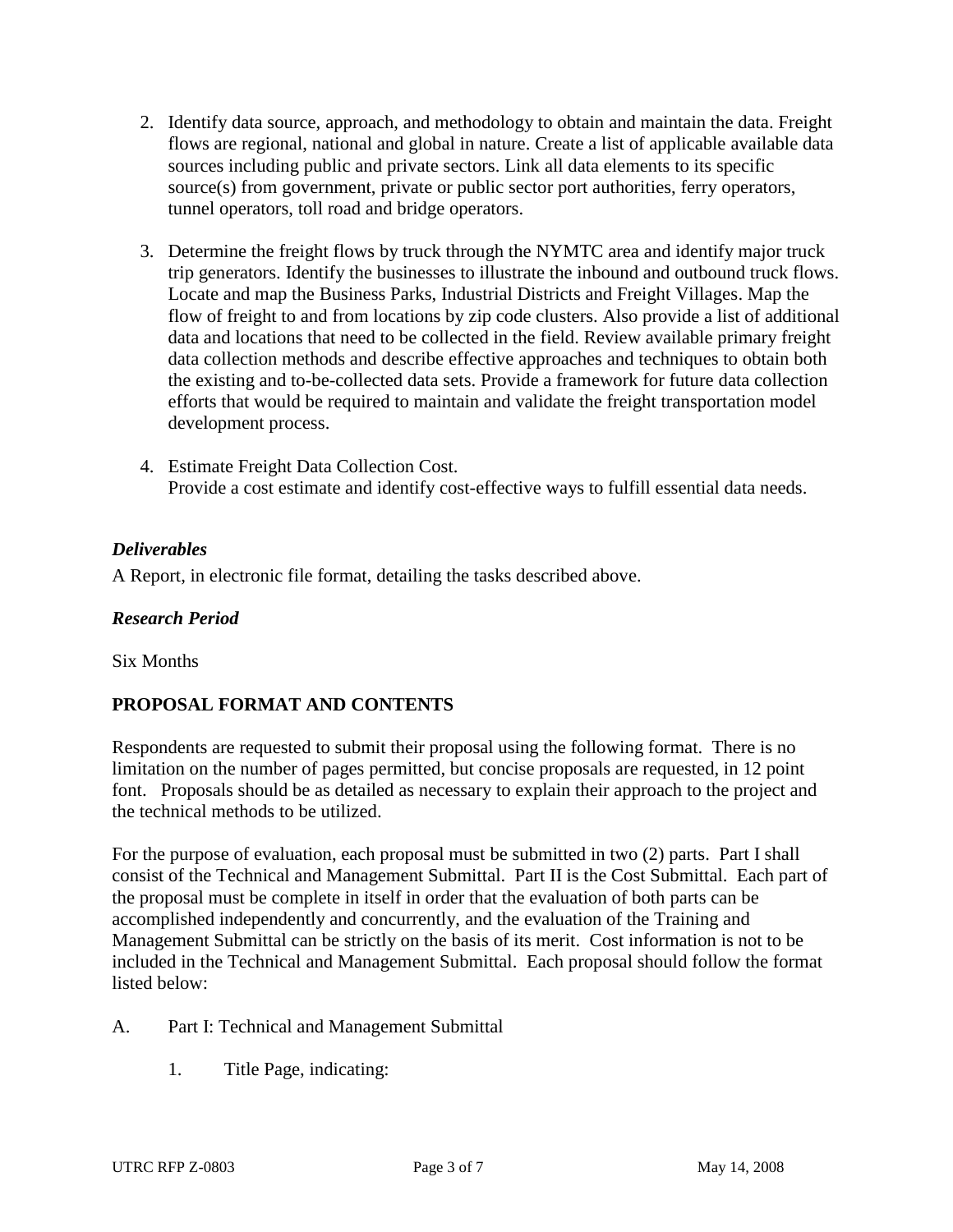2. Identify data source, approach, and methodology to obtain and maintain the data. Freight flows are regional, national and global in nature. Create a list of applicable available data sources including public and private sectors. Link all data elements to its specific source(s) from government, private or public sector port authorities, ferry operators, tunnel operators, toll road and bridge operators.

3. Determine the freight flows by truck through the NYMTC area and identify major truck trip generators. Identify the businesses to illustrate the inbound and outbound truck flows. Locate and map the Business Parks, Industrial Districts and Freight Villages. Map the flow of freight to and from locations by zip code clusters. Also provide a list of additional data and locations that need to be collected in the field. Review available primary freight data collection methods and describe effective approaches and techniques to obtain both the existing and to-be-collected data sets. Provide a framework for future data collection efforts that would be required to maintain and validate the freight transportation model development process.

4. Estimate Freight Data Collection Cost.
   Provide a cost estimate and identify cost-effective ways to fulfill essential data needs.

### *Deliverables*

A Report, in electronic file format, detailing the tasks described above.

### *Research Period*

Six Months

## PROPOSAL FORMAT AND CONTENTS

Respondents are requested to submit their proposal using the following format. There is no limitation on the number of pages permitted, but concise proposals are requested, in 12 point font. Proposals should be as detailed as necessary to explain their approach to the project and the technical methods to be utilized.

For the purpose of evaluation, each proposal must be submitted in two (2) parts. Part I shall consist of the Technical and Management Submittal. Part II is the Cost Submittal. Each part of the proposal must be complete in itself in order that the evaluation of both parts can be accomplished independently and concurrently, and the evaluation of the Training and Management Submittal can be strictly on the basis of its merit. Cost information is not to be included in the Technical and Management Submittal. Each proposal should follow the format listed below:

A. Part I: Technical and Management Submittal

   1. Title Page, indicating: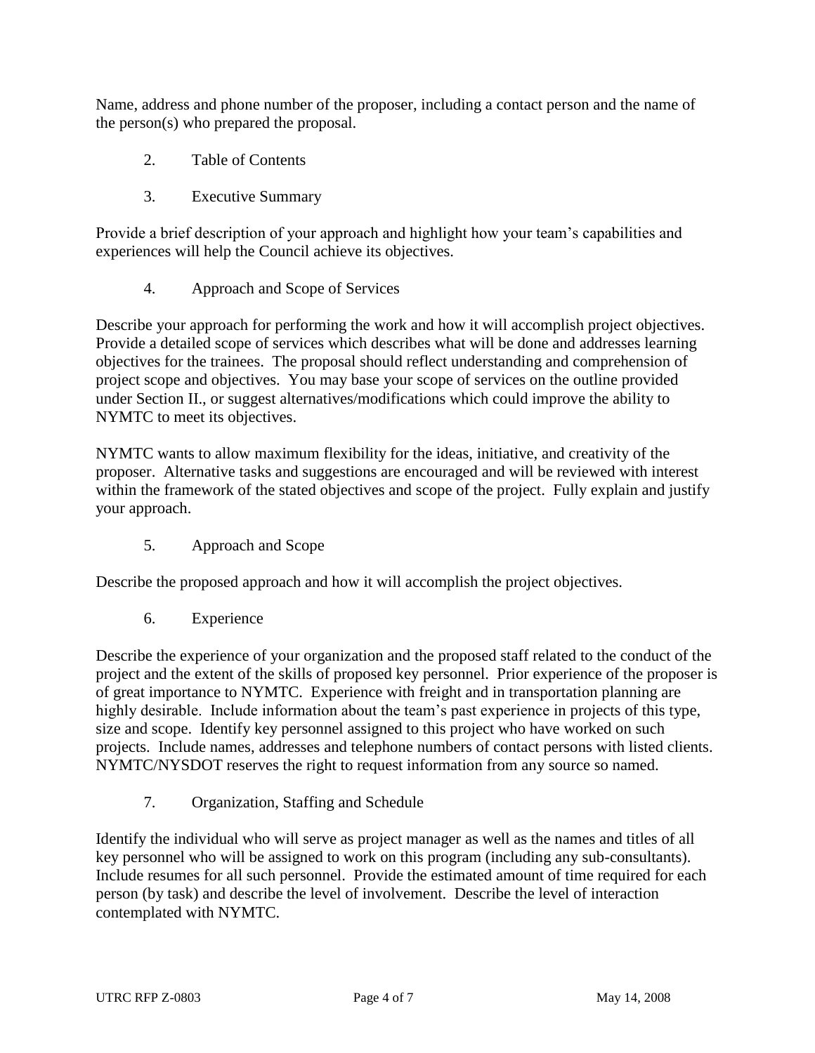Name, address and phone number of the proposer, including a contact person and the name of the person(s) who prepared the proposal.

2. Table of Contents

3. Executive Summary

Provide a brief description of your approach and highlight how your team's capabilities and experiences will help the Council achieve its objectives.

4. Approach and Scope of Services

Describe your approach for performing the work and how it will accomplish project objectives. Provide a detailed scope of services which describes what will be done and addresses learning objectives for the trainees. The proposal should reflect understanding and comprehension of project scope and objectives. You may base your scope of services on the outline provided under Section II., or suggest alternatives/modifications which could improve the ability to NYMTC to meet its objectives.

NYMTC wants to allow maximum flexibility for the ideas, initiative, and creativity of the proposer. Alternative tasks and suggestions are encouraged and will be reviewed with interest within the framework of the stated objectives and scope of the project. Fully explain and justify your approach.

5. Approach and Scope

Describe the proposed approach and how it will accomplish the project objectives.

6. Experience

Describe the experience of your organization and the proposed staff related to the conduct of the project and the extent of the skills of proposed key personnel. Prior experience of the proposer is of great importance to NYMTC. Experience with freight and in transportation planning are highly desirable. Include information about the team's past experience in projects of this type, size and scope. Identify key personnel assigned to this project who have worked on such projects. Include names, addresses and telephone numbers of contact persons with listed clients. NYMTC/NYSDOT reserves the right to request information from any source so named.

7. Organization, Staffing and Schedule

Identify the individual who will serve as project manager as well as the names and titles of all key personnel who will be assigned to work on this program (including any sub-consultants). Include resumes for all such personnel. Provide the estimated amount of time required for each person (by task) and describe the level of involvement. Describe the level of interaction contemplated with NYMTC.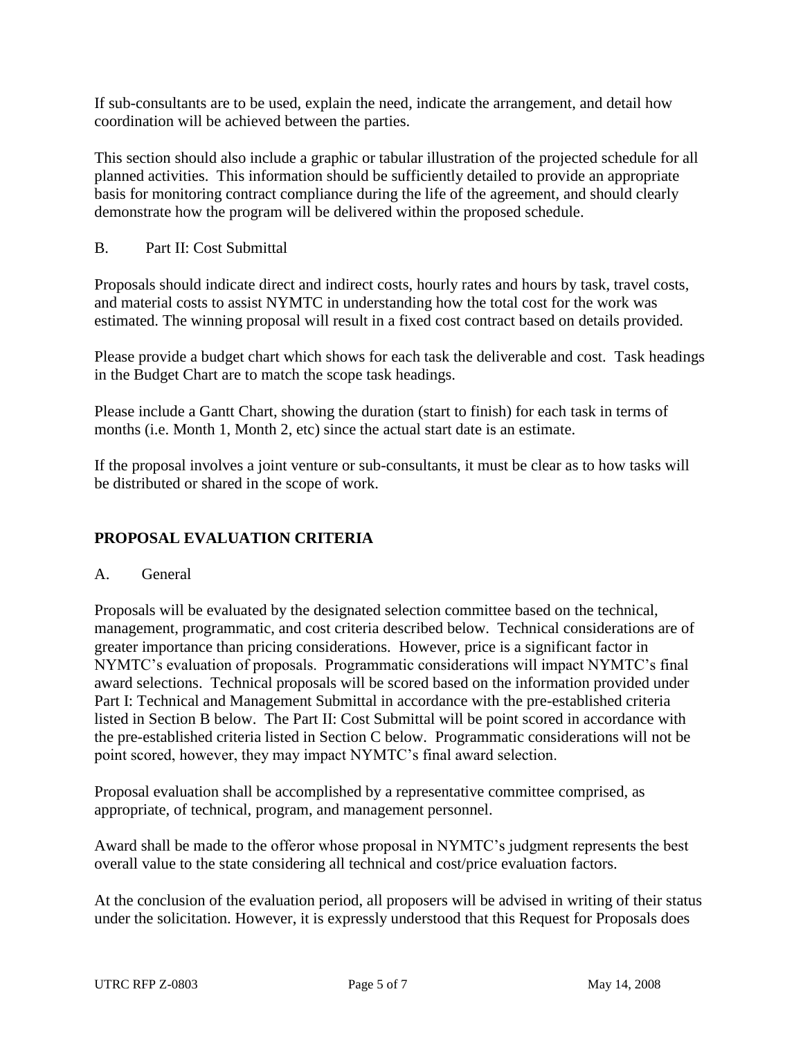If sub-consultants are to be used, explain the need, indicate the arrangement, and detail how coordination will be achieved between the parties.

This section should also include a graphic or tabular illustration of the projected schedule for all planned activities. This information should be sufficiently detailed to provide an appropriate basis for monitoring contract compliance during the life of the agreement, and should clearly demonstrate how the program will be delivered within the proposed schedule.

B. Part II: Cost Submittal

Proposals should indicate direct and indirect costs, hourly rates and hours by task, travel costs, and material costs to assist NYMTC in understanding how the total cost for the work was estimated. The winning proposal will result in a fixed cost contract based on details provided.

Please provide a budget chart which shows for each task the deliverable and cost. Task headings in the Budget Chart are to match the scope task headings.

Please include a Gantt Chart, showing the duration (start to finish) for each task in terms of months (i.e. Month 1, Month 2, etc) since the actual start date is an estimate.

If the proposal involves a joint venture or sub-consultants, it must be clear as to how tasks will be distributed or shared in the scope of work.

## PROPOSAL EVALUATION CRITERIA

A. General

Proposals will be evaluated by the designated selection committee based on the technical, management, programmatic, and cost criteria described below. Technical considerations are of greater importance than pricing considerations. However, price is a significant factor in NYMTC's evaluation of proposals. Programmatic considerations will impact NYMTC's final award selections. Technical proposals will be scored based on the information provided under Part I: Technical and Management Submittal in accordance with the pre-established criteria listed in Section B below. The Part II: Cost Submittal will be point scored in accordance with the pre-established criteria listed in Section C below. Programmatic considerations will not be point scored, however, they may impact NYMTC's final award selection.

Proposal evaluation shall be accomplished by a representative committee comprised, as appropriate, of technical, program, and management personnel.

Award shall be made to the offeror whose proposal in NYMTC's judgment represents the best overall value to the state considering all technical and cost/price evaluation factors.

At the conclusion of the evaluation period, all proposers will be advised in writing of their status under the solicitation. However, it is expressly understood that this Request for Proposals does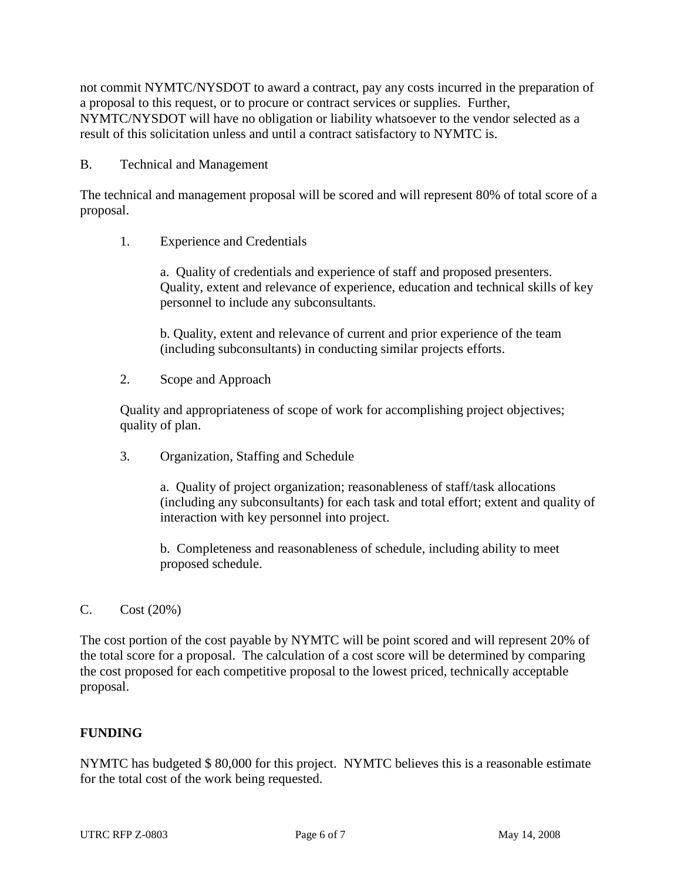not commit NYMTC/NYSDOT to award a contract, pay any costs incurred in the preparation of a proposal to this request, or to procure or contract services or supplies. Further, NYMTC/NYSDOT will have no obligation or liability whatsoever to the vendor selected as a result of this solicitation unless and until a contract satisfactory to NYMTC is.

B. Technical and Management

The technical and management proposal will be scored and will represent 80% of total score of a proposal.

1. Experience and Credentials

   a. Quality of credentials and experience of staff and proposed presenters. Quality, extent and relevance of experience, education and technical skills of key personnel to include any subconsultants.

   b. Quality, extent and relevance of current and prior experience of the team (including subconsultants) in conducting similar projects efforts.

2. Scope and Approach

   Quality and appropriateness of scope of work for accomplishing project objectives; quality of plan.

3. Organization, Staffing and Schedule

   a. Quality of project organization; reasonableness of staff/task allocations (including any subconsultants) for each task and total effort; extent and quality of interaction with key personnel into project.

   b. Completeness and reasonableness of schedule, including ability to meet proposed schedule.

C. Cost (20%)

The cost portion of the cost payable by NYMTC will be point scored and will represent 20% of the total score for a proposal. The calculation of a cost score will be determined by comparing the cost proposed for each competitive proposal to the lowest priced, technically acceptable proposal.

**FUNDING**

NYMTC has budgeted $ 80,000 for this project. NYMTC believes this is a reasonable estimate for the total cost of the work being requested.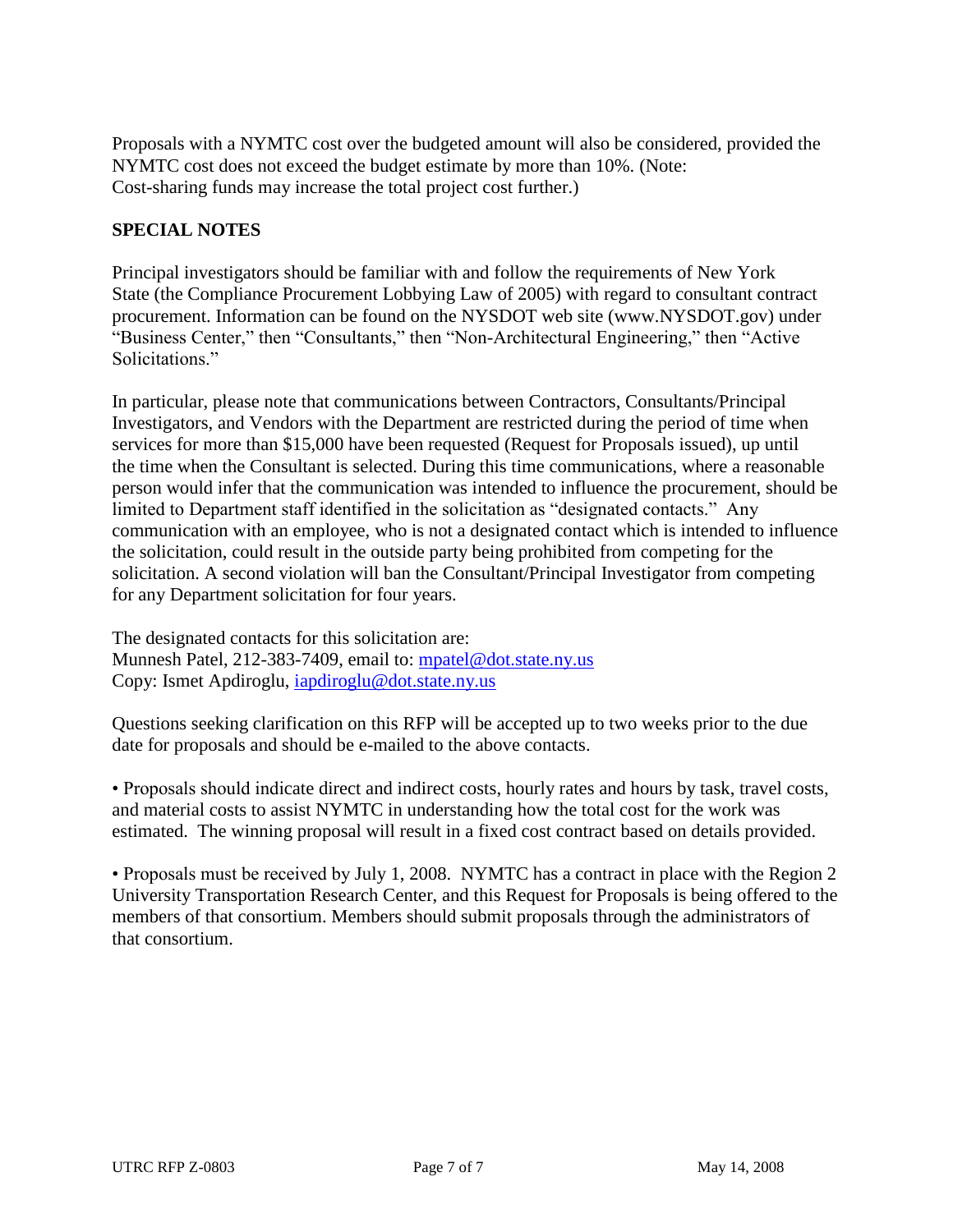Proposals with a NYMTC cost over the budgeted amount will also be considered, provided the NYMTC cost does not exceed the budget estimate by more than 10%. (Note: Cost-sharing funds may increase the total project cost further.)

**SPECIAL NOTES**

Principal investigators should be familiar with and follow the requirements of New York State (the Compliance Procurement Lobbying Law of 2005) with regard to consultant contract procurement. Information can be found on the NYSDOT web site (www.NYSDOT.gov) under "Business Center," then "Consultants," then "Non-Architectural Engineering," then "Active Solicitations."

In particular, please note that communications between Contractors, Consultants/Principal Investigators, and Vendors with the Department are restricted during the period of time when services for more than $15,000 have been requested (Request for Proposals issued), up until the time when the Consultant is selected. During this time communications, where a reasonable person would infer that the communication was intended to influence the procurement, should be limited to Department staff identified in the solicitation as "designated contacts." Any communication with an employee, who is not a designated contact which is intended to influence the solicitation, could result in the outside party being prohibited from competing for the solicitation. A second violation will ban the Consultant/Principal Investigator from competing for any Department solicitation for four years.

The designated contacts for this solicitation are:
Munnesh Patel, 212-383-7409, email to: mpatel@dot.state.ny.us
Copy: Ismet Apdiroglu, iapdiroglu@dot.state.ny.us

Questions seeking clarification on this RFP will be accepted up to two weeks prior to the due date for proposals and should be e-mailed to the above contacts.

- Proposals should indicate direct and indirect costs, hourly rates and hours by task, travel costs, and material costs to assist NYMTC in understanding how the total cost for the work was estimated. The winning proposal will result in a fixed cost contract based on details provided.

- Proposals must be received by July 1, 2008. NYMTC has a contract in place with the Region 2 University Transportation Research Center, and this Request for Proposals is being offered to the members of that consortium. Members should submit proposals through the administrators of that consortium.